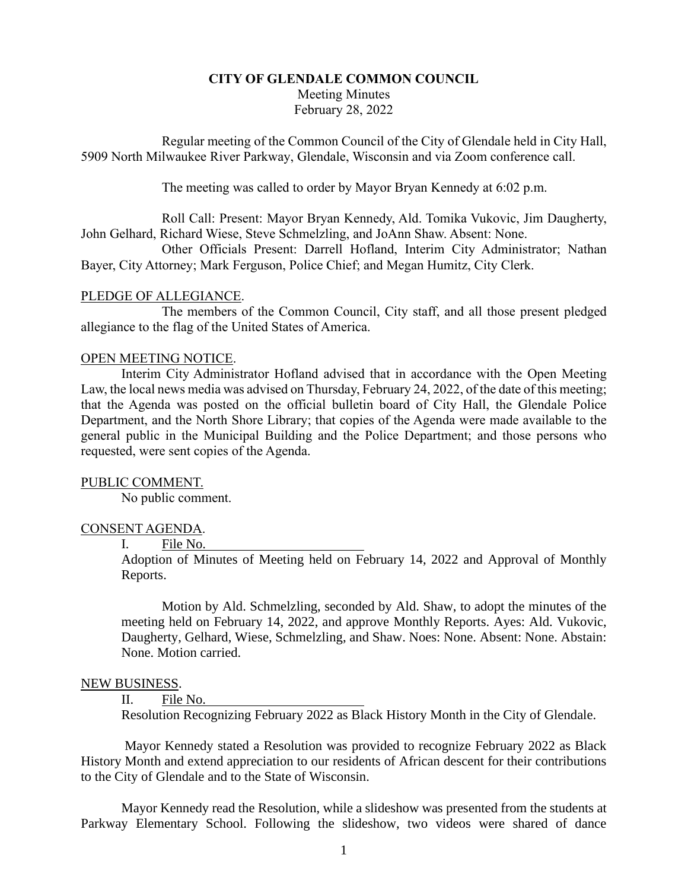# CITY OF GLENDALE COMMON COUNCIL

Meeting Minutes
February 28, 2022

Regular meeting of the Common Council of the City of Glendale held in City Hall, 5909 North Milwaukee River Parkway, Glendale, Wisconsin and via Zoom conference call.

The meeting was called to order by Mayor Bryan Kennedy at 6:02 p.m.

Roll Call: Present: Mayor Bryan Kennedy, Ald. Tomika Vukovic, Jim Daugherty, John Gelhard, Richard Wiese, Steve Schmelzling, and JoAnn Shaw. Absent: None.

Other Officials Present: Darrell Hofland, Interim City Administrator; Nathan Bayer, City Attorney; Mark Ferguson, Police Chief; and Megan Humitz, City Clerk.

PLEDGE OF ALLEGIANCE.

The members of the Common Council, City staff, and all those present pledged allegiance to the flag of the United States of America.

OPEN MEETING NOTICE.

Interim City Administrator Hofland advised that in accordance with the Open Meeting Law, the local news media was advised on Thursday, February 24, 2022, of the date of this meeting; that the Agenda was posted on the official bulletin board of City Hall, the Glendale Police Department, and the North Shore Library; that copies of the Agenda were made available to the general public in the Municipal Building and the Police Department; and those persons who requested, were sent copies of the Agenda.

PUBLIC COMMENT.

No public comment.

CONSENT AGENDA.

I. File No. \_\_\_\_\_\_\_\_\_\_\_\_\_\_\_\_\_\_\_\_\_\_\_\_

Adoption of Minutes of Meeting held on February 14, 2022 and Approval of Monthly Reports.

Motion by Ald. Schmelzling, seconded by Ald. Shaw, to adopt the minutes of the meeting held on February 14, 2022, and approve Monthly Reports. Ayes: Ald. Vukovic, Daugherty, Gelhard, Wiese, Schmelzling, and Shaw. Noes: None. Absent: None. Abstain: None. Motion carried.

NEW BUSINESS.

II. File No. \_\_\_\_\_\_\_\_\_\_\_\_\_\_\_\_\_\_\_\_\_\_\_\_

Resolution Recognizing February 2022 as Black History Month in the City of Glendale.

Mayor Kennedy stated a Resolution was provided to recognize February 2022 as Black History Month and extend appreciation to our residents of African descent for their contributions to the City of Glendale and to the State of Wisconsin.

Mayor Kennedy read the Resolution, while a slideshow was presented from the students at Parkway Elementary School. Following the slideshow, two videos were shared of dance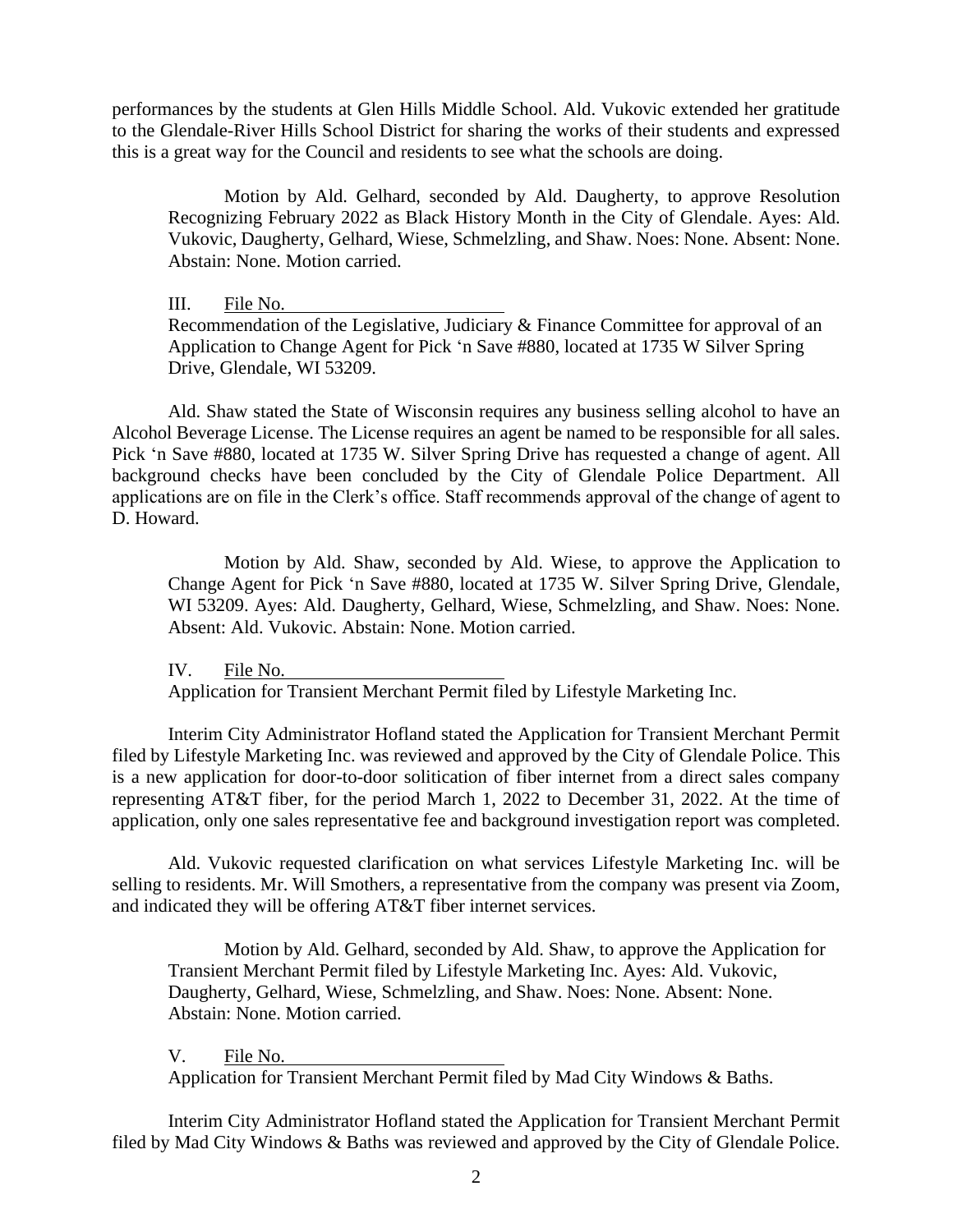performances by the students at Glen Hills Middle School. Ald. Vukovic extended her gratitude to the Glendale-River Hills School District for sharing the works of their students and expressed this is a great way for the Council and residents to see what the schools are doing.

> Motion by Ald. Gelhard, seconded by Ald. Daugherty, to approve Resolution Recognizing February 2022 as Black History Month in the City of Glendale. Ayes: Ald. Vukovic, Daugherty, Gelhard, Wiese, Schmelzling, and Shaw. Noes: None. Absent: None. Abstain: None. Motion carried.

III. File No. ________________________

Recommendation of the Legislative, Judiciary & Finance Committee for approval of an Application to Change Agent for Pick 'n Save #880, located at 1735 W Silver Spring Drive, Glendale, WI 53209.

Ald. Shaw stated the State of Wisconsin requires any business selling alcohol to have an Alcohol Beverage License. The License requires an agent be named to be responsible for all sales. Pick 'n Save #880, located at 1735 W. Silver Spring Drive has requested a change of agent. All background checks have been concluded by the City of Glendale Police Department. All applications are on file in the Clerk's office. Staff recommends approval of the change of agent to D. Howard.

> Motion by Ald. Shaw, seconded by Ald. Wiese, to approve the Application to Change Agent for Pick 'n Save #880, located at 1735 W. Silver Spring Drive, Glendale, WI 53209. Ayes: Ald. Daugherty, Gelhard, Wiese, Schmelzling, and Shaw. Noes: None. Absent: Ald. Vukovic. Abstain: None. Motion carried.

IV. File No. ________________________

Application for Transient Merchant Permit filed by Lifestyle Marketing Inc.

Interim City Administrator Hofland stated the Application for Transient Merchant Permit filed by Lifestyle Marketing Inc. was reviewed and approved by the City of Glendale Police. This is a new application for door-to-door solitication of fiber internet from a direct sales company representing AT&T fiber, for the period March 1, 2022 to December 31, 2022. At the time of application, only one sales representative fee and background investigation report was completed.

Ald. Vukovic requested clarification on what services Lifestyle Marketing Inc. will be selling to residents. Mr. Will Smothers, a representative from the company was present via Zoom, and indicated they will be offering AT&T fiber internet services.

> Motion by Ald. Gelhard, seconded by Ald. Shaw, to approve the Application for Transient Merchant Permit filed by Lifestyle Marketing Inc. Ayes: Ald. Vukovic, Daugherty, Gelhard, Wiese, Schmelzling, and Shaw. Noes: None. Absent: None. Abstain: None. Motion carried.

V. File No. ________________________

Application for Transient Merchant Permit filed by Mad City Windows & Baths.

Interim City Administrator Hofland stated the Application for Transient Merchant Permit filed by Mad City Windows & Baths was reviewed and approved by the City of Glendale Police.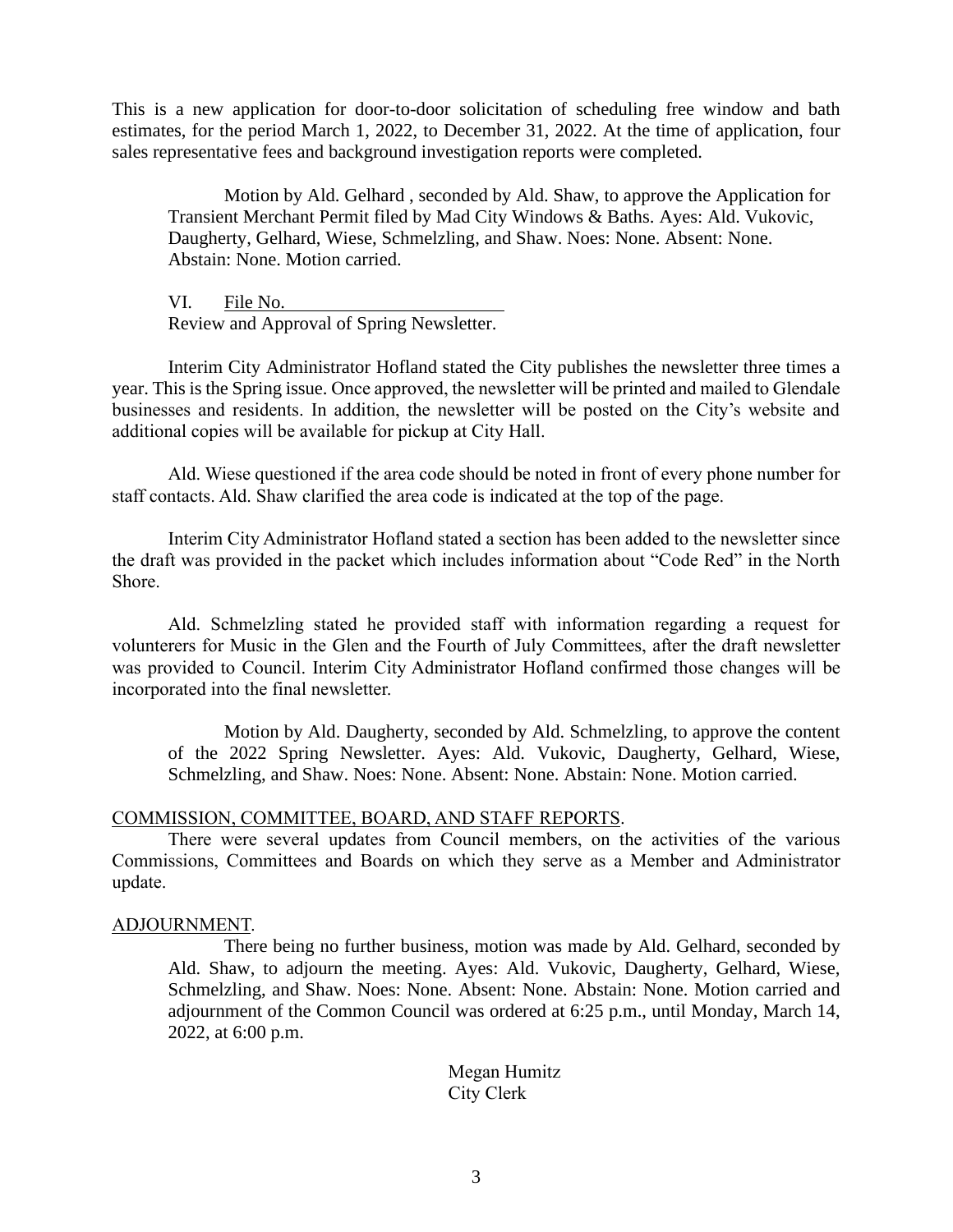This is a new application for door-to-door solicitation of scheduling free window and bath estimates, for the period March 1, 2022, to December 31, 2022. At the time of application, four sales representative fees and background investigation reports were completed.

Motion by Ald. Gelhard , seconded by Ald. Shaw, to approve the Application for Transient Merchant Permit filed by Mad City Windows & Baths. Ayes: Ald. Vukovic, Daugherty, Gelhard, Wiese, Schmelzling, and Shaw. Noes: None. Absent: None. Abstain: None. Motion carried.

VI. File No. \_\_\_\_\_\_\_\_\_\_\_\_\_\_\_\_\_\_\_\_\_\_\_\_
Review and Approval of Spring Newsletter.

Interim City Administrator Hofland stated the City publishes the newsletter three times a year. This is the Spring issue. Once approved, the newsletter will be printed and mailed to Glendale businesses and residents. In addition, the newsletter will be posted on the City's website and additional copies will be available for pickup at City Hall.

Ald. Wiese questioned if the area code should be noted in front of every phone number for staff contacts. Ald. Shaw clarified the area code is indicated at the top of the page.

Interim City Administrator Hofland stated a section has been added to the newsletter since the draft was provided in the packet which includes information about "Code Red" in the North Shore.

Ald. Schmelzling stated he provided staff with information regarding a request for volunteers for Music in the Glen and the Fourth of July Committees, after the draft newsletter was provided to Council. Interim City Administrator Hofland confirmed those changes will be incorporated into the final newsletter.

Motion by Ald. Daugherty, seconded by Ald. Schmelzling, to approve the content of the 2022 Spring Newsletter. Ayes: Ald. Vukovic, Daugherty, Gelhard, Wiese, Schmelzling, and Shaw. Noes: None. Absent: None. Abstain: None. Motion carried.

COMMISSION, COMMITTEE, BOARD, AND STAFF REPORTS.

There were several updates from Council members, on the activities of the various Commissions, Committees and Boards on which they serve as a Member and Administrator update.

ADJOURNMENT.

There being no further business, motion was made by Ald. Gelhard, seconded by Ald. Shaw, to adjourn the meeting. Ayes: Ald. Vukovic, Daugherty, Gelhard, Wiese, Schmelzling, and Shaw. Noes: None. Absent: None. Abstain: None. Motion carried and adjournment of the Common Council was ordered at 6:25 p.m., until Monday, March 14, 2022, at 6:00 p.m.

Megan Humitz
City Clerk